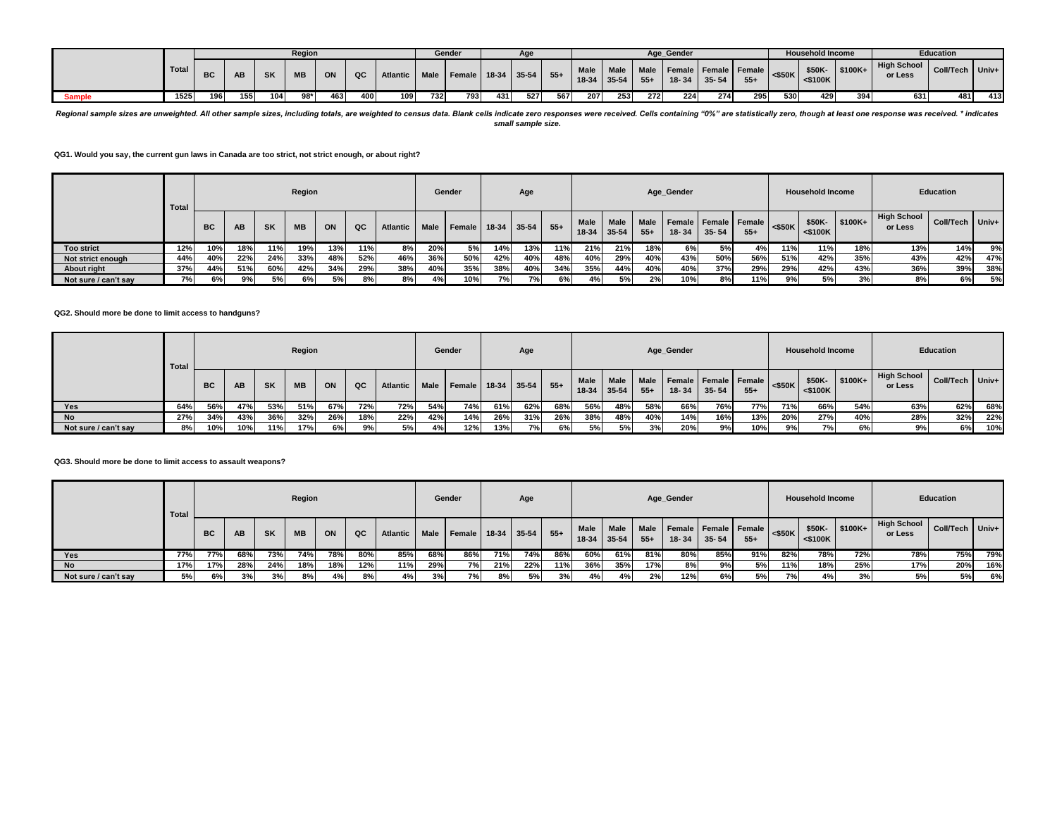| | Total | Region | | | | | | | Gender | | Age | | | Age_Gender | | | | | | Household Income | | | Education | | |
|---|---|---|---|---|---|---|---|---|---|---|---|---|---|---|---|---|---|---|---|---|---|---|---|---|---|
| | | BC | AB | SK | MB | ON | QC | Atlantic | Male | Female | 18-34 | 35-54 | 55+ | Male 18-34 | Male 35-54 | Male 55+ | Female 18- 34 | Female 35- 54 | Female 55+ | <$50K | $50K- <$100K | $100K+ | High School or Less | Coll/Tech | Univ+ |
| Sample | 1525 | 196 | 155 | 104 | 98* | 463 | 400 | 109 | 732 | 793 | 431 | 527 | 567 | 207 | 253 | 272 | 224 | 274 | 295 | 530 | 429 | 394 | 631 | 481 | 413 |

*Regional sample sizes are unweighted. All other sample sizes, including totals, are weighted to census data. Blank cells indicate zero responses were received. Cells containing "0%" are statistically zero, though at least one response was received. * indicates small sample size.*

**QG1. Would you say, the current gun laws in Canada are too strict, not strict enough, or about right?**

| | Total | Region | | | | | | | Gender | | Age | | | Age_Gender | | | | | | Household Income | | | Education | | |
|---|---|---|---|---|---|---|---|---|---|---|---|---|---|---|---|---|---|---|---|---|---|---|---|---|---|
| | | BC | AB | SK | MB | ON | QC | Atlantic | Male | Female | 18-34 | 35-54 | 55+ | Male 18-34 | Male 35-54 | Male 55+ | Female 18- 34 | Female 35- 54 | Female 55+ | <$50K | $50K- <$100K | $100K+ | High School or Less | Coll/Tech | Univ+ |
| Too strict | 12% | 10% | 18% | 11% | 19% | 13% | 11% | 8% | 20% | 5% | 14% | 13% | 11% | 21% | 21% | 18% | 6% | 5% | 4% | 11% | 11% | 18% | 13% | 14% | 9% |
| Not strict enough | 44% | 40% | 22% | 24% | 33% | 48% | 52% | 46% | 36% | 50% | 42% | 40% | 48% | 40% | 29% | 40% | 43% | 50% | 56% | 51% | 42% | 35% | 43% | 42% | 47% |
| About right | 37% | 44% | 51% | 60% | 42% | 34% | 29% | 38% | 40% | 35% | 38% | 40% | 34% | 35% | 44% | 40% | 40% | 37% | 29% | 29% | 42% | 43% | 36% | 39% | 38% |
| Not sure / can't say | 7% | 6% | 9% | 5% | 6% | 5% | 8% | 8% | 4% | 10% | 7% | 7% | 6% | 4% | 5% | 2% | 10% | 8% | 11% | 9% | 5% | 3% | 8% | 6% | 5% |

**QG2. Should more be done to limit access to handguns?**

| | Total | Region | | | | | | | Gender | | Age | | | Age_Gender | | | | | | Household Income | | | Education | | |
|---|---|---|---|---|---|---|---|---|---|---|---|---|---|---|---|---|---|---|---|---|---|---|---|---|---|
| | | BC | AB | SK | MB | ON | QC | Atlantic | Male | Female | 18-34 | 35-54 | 55+ | Male 18-34 | Male 35-54 | Male 55+ | Female 18- 34 | Female 35- 54 | Female 55+ | <$50K | $50K- <$100K | $100K+ | High School or Less | Coll/Tech | Univ+ |
| Yes | 64% | 56% | 47% | 53% | 51% | 67% | 72% | 72% | 54% | 74% | 61% | 62% | 68% | 56% | 48% | 58% | 66% | 76% | 77% | 71% | 66% | 54% | 63% | 62% | 68% |
| No | 27% | 34% | 43% | 36% | 32% | 26% | 18% | 22% | 42% | 14% | 26% | 31% | 26% | 38% | 48% | 40% | 14% | 16% | 13% | 20% | 27% | 40% | 28% | 32% | 22% |
| Not sure / can't say | 8% | 10% | 10% | 11% | 17% | 6% | 9% | 5% | 4% | 12% | 13% | 7% | 6% | 5% | 5% | 3% | 20% | 9% | 10% | 9% | 7% | 6% | 9% | 6% | 10% |

**QG3. Should more be done to limit access to assault weapons?**

| | Total | Region | | | | | | | Gender | | Age | | | Age_Gender | | | | | | Household Income | | | Education | | |
|---|---|---|---|---|---|---|---|---|---|---|---|---|---|---|---|---|---|---|---|---|---|---|---|---|---|
| | | BC | AB | SK | MB | ON | QC | Atlantic | Male | Female | 18-34 | 35-54 | 55+ | Male 18-34 | Male 35-54 | Male 55+ | Female 18- 34 | Female 35- 54 | Female 55+ | <$50K | $50K- <$100K | $100K+ | High School or Less | Coll/Tech | Univ+ |
| Yes | 77% | 77% | 68% | 73% | 74% | 78% | 80% | 85% | 68% | 86% | 71% | 74% | 86% | 60% | 61% | 81% | 80% | 85% | 91% | 82% | 78% | 72% | 78% | 75% | 79% |
| No | 17% | 17% | 28% | 24% | 18% | 18% | 12% | 11% | 29% | 7% | 21% | 22% | 11% | 36% | 35% | 17% | 8% | 9% | 5% | 11% | 18% | 25% | 17% | 20% | 16% |
| Not sure / can't say | 5% | 6% | 3% | 3% | 8% | 4% | 8% | 4% | 3% | 7% | 8% | 5% | 3% | 4% | 4% | 2% | 12% | 6% | 5% | 7% | 4% | 3% | 5% | 5% | 6% |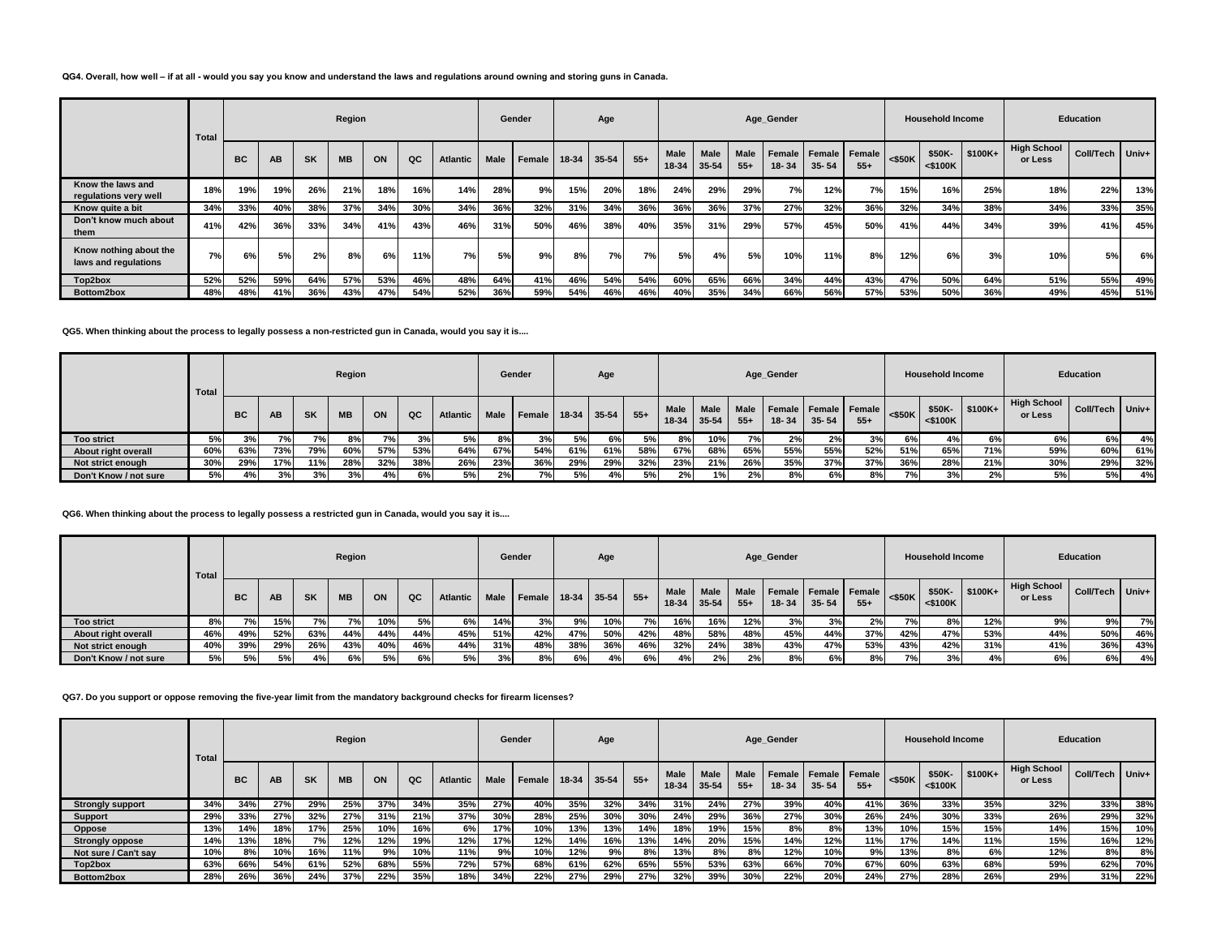**QG4. Overall, how well – if at all - would you say you know and understand the laws and regulations around owning and storing guns in Canada.**

| | Total | Region | | | | | | | Gender | | Age | | | Age_Gender | | | | | | Household Income | | | Education | | |
|---|---|---|---|---|---|---|---|---|---|---|---|---|---|---|---|---|---|---|---|---|---|---|---|---|---|
| | | BC | AB | SK | MB | ON | QC | Atlantic | Male | Female | 18-34 | 35-54 | 55+ | Male 18-34 | Male 35-54 | Male 55+ | Female 18- 34 | Female 35- 54 | Female 55+ | <$50K | $50K- <$100K | $100K+ | High School or Less | Coll/Tech | Univ+ |
| Know the laws and regulations very well | 18% | 19% | 19% | 26% | 21% | 18% | 16% | 14% | 28% | 9% | 15% | 20% | 18% | 24% | 29% | 29% | 7% | 12% | 7% | 15% | 16% | 25% | 18% | 22% | 13% |
| Know quite a bit | 34% | 33% | 40% | 38% | 37% | 34% | 30% | 34% | 36% | 32% | 31% | 34% | 36% | 36% | 36% | 37% | 27% | 32% | 36% | 32% | 34% | 38% | 34% | 33% | 35% |
| Don't know much about them | 41% | 42% | 36% | 33% | 34% | 41% | 43% | 46% | 31% | 50% | 46% | 38% | 40% | 35% | 31% | 29% | 57% | 45% | 50% | 41% | 44% | 34% | 39% | 41% | 45% |
| Know nothing about the laws and regulations | 7% | 6% | 5% | 2% | 8% | 6% | 11% | 7% | 5% | 9% | 8% | 7% | 7% | 5% | 4% | 5% | 10% | 11% | 8% | 12% | 6% | 3% | 10% | 5% | 6% |
| Top2box | 52% | 52% | 59% | 64% | 57% | 53% | 46% | 48% | 64% | 41% | 46% | 54% | 54% | 60% | 65% | 66% | 34% | 44% | 43% | 47% | 50% | 64% | 51% | 55% | 49% |
| Bottom2box | 48% | 48% | 41% | 36% | 43% | 47% | 54% | 52% | 36% | 59% | 54% | 46% | 46% | 40% | 35% | 34% | 66% | 56% | 57% | 53% | 50% | 36% | 49% | 45% | 51% |

**QG5. When thinking about the process to legally possess a non-restricted gun in Canada, would you say it is....**

| | Total | Region | | | | | | | Gender | | Age | | | Age_Gender | | | | | | Household Income | | | Education | | |
|---|---|---|---|---|---|---|---|---|---|---|---|---|---|---|---|---|---|---|---|---|---|---|---|---|---|
| | | BC | AB | SK | MB | ON | QC | Atlantic | Male | Female | 18-34 | 35-54 | 55+ | Male 18-34 | Male 35-54 | Male 55+ | Female 18- 34 | Female 35- 54 | Female 55+ | <$50K | $50K- <$100K | $100K+ | High School or Less | Coll/Tech | Univ+ |
| Too strict | 5% | 3% | 7% | 7% | 8% | 7% | 3% | 5% | 8% | 3% | 5% | 6% | 5% | 8% | 10% | 7% | 2% | 2% | 3% | 6% | 4% | 6% | 6% | 6% | 4% |
| About right overall | 60% | 63% | 73% | 79% | 60% | 57% | 53% | 64% | 67% | 54% | 61% | 61% | 58% | 67% | 68% | 65% | 55% | 55% | 52% | 51% | 65% | 71% | 59% | 60% | 61% |
| Not strict enough | 30% | 29% | 17% | 11% | 28% | 32% | 38% | 26% | 23% | 36% | 29% | 29% | 32% | 23% | 21% | 26% | 35% | 37% | 37% | 36% | 28% | 21% | 30% | 29% | 32% |
| Don't Know / not sure | 5% | 4% | 3% | 3% | 3% | 4% | 6% | 5% | 2% | 7% | 5% | 4% | 5% | 2% | 1% | 2% | 8% | 6% | 8% | 7% | 3% | 2% | 5% | 5% | 4% |

**QG6. When thinking about the process to legally possess a restricted gun in Canada, would you say it is....**

| | Total | Region | | | | | | | Gender | | Age | | | Age_Gender | | | | | | Household Income | | | Education | | |
|---|---|---|---|---|---|---|---|---|---|---|---|---|---|---|---|---|---|---|---|---|---|---|---|---|---|
| | | BC | AB | SK | MB | ON | QC | Atlantic | Male | Female | 18-34 | 35-54 | 55+ | Male 18-34 | Male 35-54 | Male 55+ | Female 18- 34 | Female 35- 54 | Female 55+ | <$50K | $50K- <$100K | $100K+ | High School or Less | Coll/Tech | Univ+ |
| Too strict | 8% | 7% | 15% | 7% | 7% | 10% | 5% | 6% | 14% | 3% | 9% | 10% | 7% | 16% | 16% | 12% | 3% | 3% | 2% | 7% | 8% | 12% | 9% | 9% | 7% |
| About right overall | 46% | 49% | 52% | 63% | 44% | 44% | 44% | 45% | 51% | 42% | 47% | 50% | 42% | 48% | 58% | 48% | 45% | 44% | 37% | 42% | 47% | 53% | 44% | 50% | 46% |
| Not strict enough | 40% | 39% | 29% | 26% | 43% | 40% | 46% | 44% | 31% | 48% | 38% | 36% | 46% | 32% | 24% | 38% | 43% | 47% | 53% | 43% | 42% | 31% | 41% | 36% | 43% |
| Don't Know / not sure | 5% | 5% | 5% | 4% | 6% | 5% | 6% | 5% | 3% | 8% | 6% | 4% | 6% | 4% | 2% | 2% | 8% | 6% | 8% | 7% | 3% | 4% | 6% | 6% | 4% |

**QG7. Do you support or oppose removing the five-year limit from the mandatory background checks for firearm licenses?**

| | Total | Region | | | | | | | Gender | | Age | | | Age_Gender | | | | | | Household Income | | | Education | | |
|---|---|---|---|---|---|---|---|---|---|---|---|---|---|---|---|---|---|---|---|---|---|---|---|---|---|
| | | BC | AB | SK | MB | ON | QC | Atlantic | Male | Female | 18-34 | 35-54 | 55+ | Male 18-34 | Male 35-54 | Male 55+ | Female 18- 34 | Female 35- 54 | Female 55+ | <$50K | $50K- <$100K | $100K+ | High School or Less | Coll/Tech | Univ+ |
| Strongly support | 34% | 34% | 27% | 29% | 25% | 37% | 34% | 35% | 27% | 40% | 35% | 32% | 34% | 31% | 24% | 27% | 39% | 40% | 41% | 36% | 33% | 35% | 32% | 33% | 38% |
| Support | 29% | 33% | 27% | 32% | 27% | 31% | 21% | 37% | 30% | 28% | 25% | 30% | 30% | 24% | 29% | 36% | 27% | 30% | 26% | 24% | 30% | 33% | 26% | 29% | 32% |
| Oppose | 13% | 14% | 18% | 17% | 25% | 10% | 16% | 6% | 17% | 10% | 13% | 13% | 14% | 18% | 19% | 15% | 8% | 8% | 13% | 10% | 15% | 15% | 14% | 15% | 10% |
| Strongly oppose | 14% | 13% | 18% | 7% | 12% | 12% | 19% | 12% | 17% | 12% | 14% | 16% | 13% | 14% | 20% | 15% | 14% | 12% | 11% | 17% | 14% | 11% | 15% | 16% | 12% |
| Not sure / Can't say | 10% | 8% | 10% | 16% | 11% | 9% | 10% | 11% | 9% | 10% | 12% | 9% | 8% | 13% | 8% | 8% | 12% | 10% | 9% | 13% | 8% | 6% | 12% | 8% | 8% |
| Top2box | 63% | 66% | 54% | 61% | 52% | 68% | 55% | 72% | 57% | 68% | 61% | 62% | 65% | 55% | 53% | 63% | 66% | 70% | 67% | 60% | 63% | 68% | 59% | 62% | 70% |
| Bottom2box | 28% | 26% | 36% | 24% | 37% | 22% | 35% | 18% | 34% | 22% | 27% | 29% | 27% | 32% | 39% | 30% | 22% | 20% | 24% | 27% | 28% | 26% | 29% | 31% | 22% |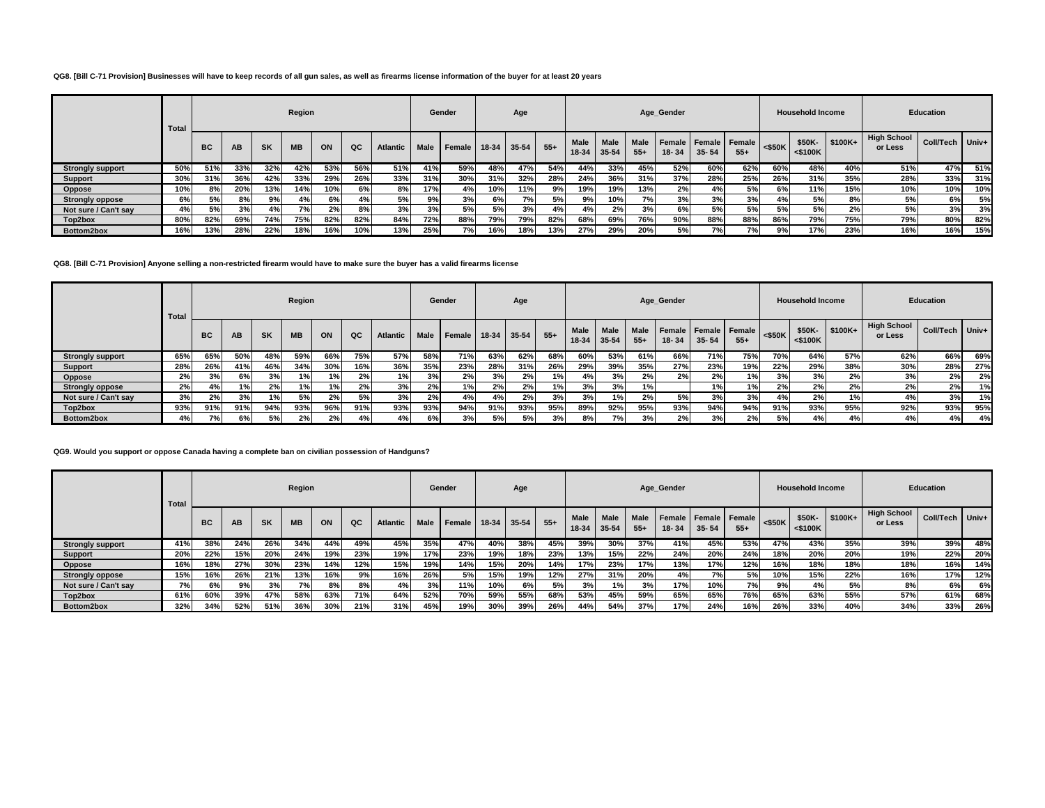**QG8. [Bill C-71 Provision] Businesses will have to keep records of all gun sales, as well as firearms license information of the buyer for at least 20 years**

| | Total | Region | | | | | | | Gender | | Age | | | Age_Gender | | | | | | Household Income | | | Education | | |
|---|---|---|---|---|---|---|---|---|---|---|---|---|---|---|---|---|---|---|---|---|---|---|---|---|---|
| | | BC | AB | SK | MB | ON | QC | Atlantic | Male | Female | 18-34 | 35-54 | 55+ | Male 18-34 | Male 35-54 | Male 55+ | Female 18- 34 | Female 35- 54 | Female 55+ | <$50K | $50K- <$100K | $100K+ | High School or Less | Coll/Tech | Univ+ |
| Strongly support | 50% | 51% | 33% | 32% | 42% | 53% | 56% | 51% | 41% | 59% | 48% | 47% | 54% | 44% | 33% | 45% | 52% | 60% | 62% | 60% | 48% | 40% | 51% | 47% | 51% |
| Support | 30% | 31% | 36% | 42% | 33% | 29% | 26% | 33% | 31% | 30% | 31% | 32% | 28% | 24% | 36% | 31% | 37% | 28% | 25% | 26% | 31% | 35% | 28% | 33% | 31% |
| Oppose | 10% | 8% | 20% | 13% | 14% | 10% | 6% | 8% | 17% | 4% | 10% | 11% | 9% | 19% | 19% | 13% | 2% | 4% | 5% | 6% | 11% | 15% | 10% | 10% | 10% |
| Strongly oppose | 6% | 5% | 8% | 9% | 4% | 6% | 4% | 5% | 9% | 3% | 6% | 7% | 5% | 9% | 10% | 7% | 3% | 3% | 3% | 4% | 5% | 8% | 5% | 6% | 5% |
| Not sure / Can't say | 4% | 5% | 3% | 4% | 7% | 2% | 8% | 3% | 3% | 5% | 5% | 3% | 4% | 4% | 2% | 3% | 6% | 5% | 5% | 5% | 5% | 2% | 5% | 3% | 3% |
| Top2box | 80% | 82% | 69% | 74% | 75% | 82% | 82% | 84% | 72% | 88% | 79% | 79% | 82% | 68% | 69% | 76% | 90% | 88% | 88% | 86% | 79% | 75% | 79% | 80% | 82% |
| Bottom2box | 16% | 13% | 28% | 22% | 18% | 16% | 10% | 13% | 25% | 7% | 16% | 18% | 13% | 27% | 29% | 20% | 5% | 7% | 7% | 9% | 17% | 23% | 16% | 16% | 15% |

**QG8. [Bill C-71 Provision] Anyone selling a non-restricted firearm would have to make sure the buyer has a valid firearms license**

| | Total | Region | | | | | | | Gender | | Age | | | Age_Gender | | | | | | Household Income | | | Education | | |
|---|---|---|---|---|---|---|---|---|---|---|---|---|---|---|---|---|---|---|---|---|---|---|---|---|---|
| | | BC | AB | SK | MB | ON | QC | Atlantic | Male | Female | 18-34 | 35-54 | 55+ | Male 18-34 | Male 35-54 | Male 55+ | Female 18- 34 | Female 35- 54 | Female 55+ | <$50K | $50K- <$100K | $100K+ | High School or Less | Coll/Tech | Univ+ |
| Strongly support | 65% | 65% | 50% | 48% | 59% | 66% | 75% | 57% | 58% | 71% | 63% | 62% | 68% | 60% | 53% | 61% | 66% | 71% | 75% | 70% | 64% | 57% | 62% | 66% | 69% |
| Support | 28% | 26% | 41% | 46% | 34% | 30% | 16% | 36% | 35% | 23% | 28% | 31% | 26% | 29% | 39% | 35% | 27% | 23% | 19% | 22% | 29% | 38% | 30% | 28% | 27% |
| Oppose | 2% | 3% | 6% | 3% | 1% | 1% | 2% | 1% | 3% | 2% | 3% | 2% | 1% | 4% | 3% | 2% | 2% | 2% | 1% | 3% | 3% | 2% | 3% | 2% | 2% |
| Strongly oppose | 2% | 4% | 1% | 2% | 1% | 1% | 2% | 3% | 2% | 1% | 2% | 2% | 1% | 3% | 3% | 1% | | 1% | 1% | 2% | 2% | 2% | 2% | 2% | 1% |
| Not sure / Can't say | 3% | 2% | 3% | 1% | 5% | 2% | 5% | 3% | 2% | 4% | 4% | 2% | 3% | 3% | 1% | 2% | 5% | 3% | 3% | 4% | 2% | 1% | 4% | 3% | 1% |
| Top2box | 93% | 91% | 91% | 94% | 93% | 96% | 91% | 93% | 93% | 94% | 91% | 93% | 95% | 89% | 92% | 95% | 93% | 94% | 94% | 91% | 93% | 95% | 92% | 93% | 95% |
| Bottom2box | 4% | 7% | 6% | 5% | 2% | 2% | 4% | 4% | 6% | 3% | 5% | 5% | 3% | 8% | 7% | 3% | 2% | 3% | 2% | 5% | 4% | 4% | 4% | 4% | 4% |

**QG9. Would you support or oppose Canada having a complete ban on civilian possession of Handguns?**

| | Total | Region | | | | | | | Gender | | Age | | | Age_Gender | | | | | | Household Income | | | Education | | |
|---|---|---|---|---|---|---|---|---|---|---|---|---|---|---|---|---|---|---|---|---|---|---|---|---|---|
| | | BC | AB | SK | MB | ON | QC | Atlantic | Male | Female | 18-34 | 35-54 | 55+ | Male 18-34 | Male 35-54 | Male 55+ | Female 18- 34 | Female 35- 54 | Female 55+ | <$50K | $50K- <$100K | $100K+ | High School or Less | Coll/Tech | Univ+ |
| Strongly support | 41% | 38% | 24% | 26% | 34% | 44% | 49% | 45% | 35% | 47% | 40% | 38% | 45% | 39% | 30% | 37% | 41% | 45% | 53% | 47% | 43% | 35% | 39% | 39% | 48% |
| Support | 20% | 22% | 15% | 20% | 24% | 19% | 23% | 19% | 17% | 23% | 19% | 18% | 23% | 13% | 15% | 22% | 24% | 20% | 24% | 18% | 20% | 20% | 19% | 22% | 20% |
| Oppose | 16% | 18% | 27% | 30% | 23% | 14% | 12% | 15% | 19% | 14% | 15% | 20% | 14% | 17% | 23% | 17% | 13% | 17% | 12% | 16% | 18% | 18% | 18% | 16% | 14% |
| Strongly oppose | 15% | 16% | 26% | 21% | 13% | 16% | 9% | 16% | 26% | 5% | 15% | 19% | 12% | 27% | 31% | 20% | 4% | 7% | 5% | 10% | 15% | 22% | 16% | 17% | 12% |
| Not sure / Can't say | 7% | 6% | 9% | 3% | 7% | 8% | 8% | 4% | 3% | 11% | 10% | 6% | 5% | 3% | 1% | 3% | 17% | 10% | 7% | 9% | 4% | 5% | 8% | 6% | 6% |
| Top2box | 61% | 60% | 39% | 47% | 58% | 63% | 71% | 64% | 52% | 70% | 59% | 55% | 68% | 53% | 45% | 59% | 65% | 65% | 76% | 65% | 63% | 55% | 57% | 61% | 68% |
| Bottom2box | 32% | 34% | 52% | 51% | 36% | 30% | 21% | 31% | 45% | 19% | 30% | 39% | 26% | 44% | 54% | 37% | 17% | 24% | 16% | 26% | 33% | 40% | 34% | 33% | 26% |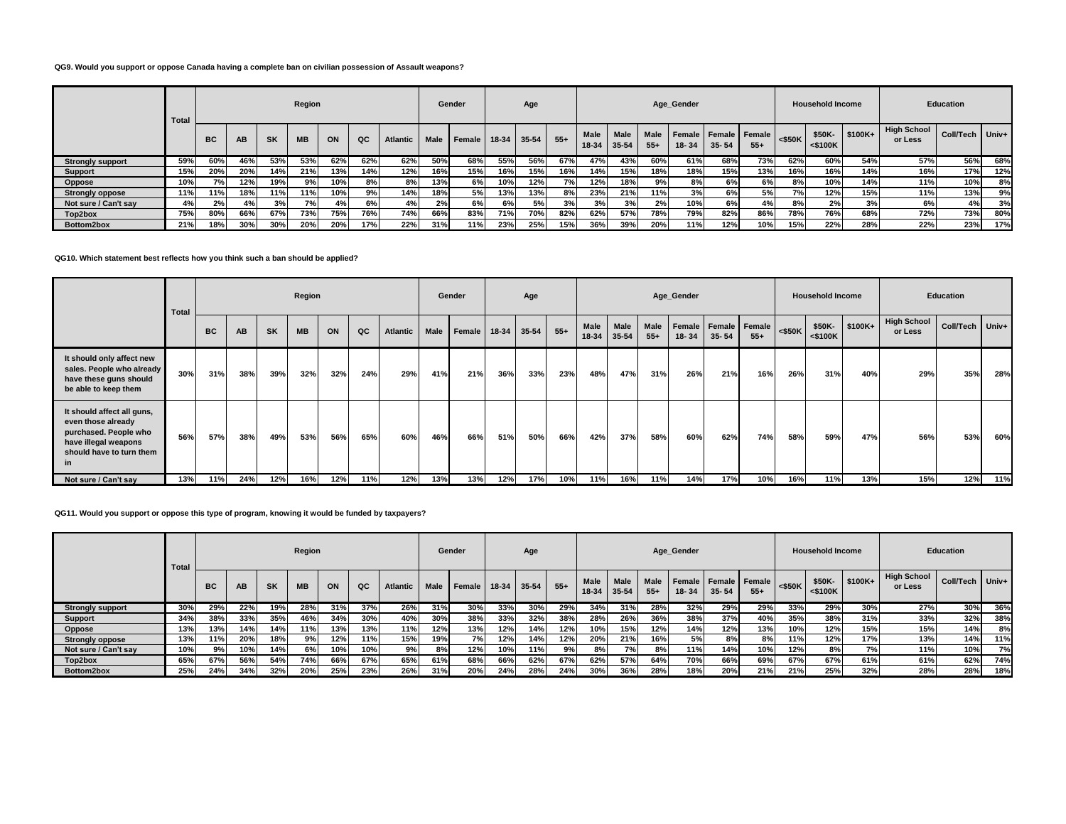**QG9. Would you support or oppose Canada having a complete ban on civilian possession of Assault weapons?**

| | Total | Region | | | | | | | Gender | | Age | | | Age_Gender | | | | | | Household Income | | | Education | | |
|---|---|---|---|---|---|---|---|---|---|---|---|---|---|---|---|---|---|---|---|---|---|---|---|---|---|
| | | BC | AB | SK | MB | ON | QC | Atlantic | Male | Female | 18-34 | 35-54 | 55+ | Male 18-34 | Male 35-54 | Male 55+ | Female 18- 34 | Female 35- 54 | Female 55+ | <$50K | $50K- <$100K | $100K+ | High School or Less | Coll/Tech | Univ+ |
| **Strongly support** | 59% | 60% | 46% | 53% | 53% | 62% | 62% | 62% | 50% | 68% | 55% | 56% | 67% | 47% | 43% | 60% | 61% | 68% | 73% | 62% | 60% | 54% | 57% | 56% | 68% |
| **Support** | 15% | 20% | 20% | 14% | 21% | 13% | 14% | 12% | 16% | 15% | 16% | 15% | 16% | 14% | 15% | 18% | 18% | 15% | 13% | 16% | 16% | 14% | 16% | 17% | 12% |
| **Oppose** | 10% | 7% | 12% | 19% | 9% | 10% | 8% | 8% | 13% | 6% | 10% | 12% | 7% | 12% | 18% | 9% | 8% | 6% | 6% | 8% | 10% | 14% | 11% | 10% | 8% |
| **Strongly oppose** | 11% | 11% | 18% | 11% | 11% | 10% | 9% | 14% | 18% | 5% | 13% | 13% | 8% | 23% | 21% | 11% | 3% | 6% | 5% | 7% | 12% | 15% | 11% | 13% | 9% |
| **Not sure / Can't say** | 4% | 2% | 4% | 3% | 7% | 4% | 6% | 4% | 2% | 6% | 6% | 5% | 3% | 3% | 3% | 2% | 10% | 6% | 4% | 8% | 2% | 3% | 6% | 4% | 3% |
| **Top2box** | 75% | 80% | 66% | 67% | 73% | 75% | 76% | 74% | 66% | 83% | 71% | 70% | 82% | 62% | 57% | 78% | 79% | 82% | 86% | 78% | 76% | 68% | 72% | 73% | 80% |
| **Bottom2box** | 21% | 18% | 30% | 30% | 20% | 20% | 17% | 22% | 31% | 11% | 23% | 25% | 15% | 36% | 39% | 20% | 11% | 12% | 10% | 15% | 22% | 28% | 22% | 23% | 17% |

**QG10. Which statement best reflects how you think such a ban should be applied?**

| | Total | Region | | | | | | | Gender | | Age | | | Age_Gender | | | | | | Household Income | | | Education | | |
|---|---|---|---|---|---|---|---|---|---|---|---|---|---|---|---|---|---|---|---|---|---|---|---|---|---|
| | | BC | AB | SK | MB | ON | QC | Atlantic | Male | Female | 18-34 | 35-54 | 55+ | Male 18-34 | Male 35-54 | Male 55+ | Female 18- 34 | Female 35- 54 | Female 55+ | <$50K | $50K- <$100K | $100K+ | High School or Less | Coll/Tech | Univ+ |
| **It should only affect new sales. People who already have these guns should be able to keep them** | 30% | 31% | 38% | 39% | 32% | 32% | 24% | 29% | 41% | 21% | 36% | 33% | 23% | 48% | 47% | 31% | 26% | 21% | 16% | 26% | 31% | 40% | 29% | 35% | 28% |
| **It should affect all guns, even those already purchased. People who have illegal weapons should have to turn them in** | 56% | 57% | 38% | 49% | 53% | 56% | 65% | 60% | 46% | 66% | 51% | 50% | 66% | 42% | 37% | 58% | 60% | 62% | 74% | 58% | 59% | 47% | 56% | 53% | 60% |
| **Not sure / Can't say** | 13% | 11% | 24% | 12% | 16% | 12% | 11% | 12% | 13% | 13% | 12% | 17% | 10% | 11% | 16% | 11% | 14% | 17% | 10% | 16% | 11% | 13% | 15% | 12% | 11% |

**QG11. Would you support or oppose this type of program, knowing it would be funded by taxpayers?**

| | Total | Region | | | | | | | Gender | | Age | | | Age_Gender | | | | | | Household Income | | | Education | | |
|---|---|---|---|---|---|---|---|---|---|---|---|---|---|---|---|---|---|---|---|---|---|---|---|---|---|
| | | BC | AB | SK | MB | ON | QC | Atlantic | Male | Female | 18-34 | 35-54 | 55+ | Male 18-34 | Male 35-54 | Male 55+ | Female 18- 34 | Female 35- 54 | Female 55+ | <$50K | $50K- <$100K | $100K+ | High School or Less | Coll/Tech | Univ+ |
| **Strongly support** | 30% | 29% | 22% | 19% | 28% | 31% | 37% | 26% | 31% | 30% | 33% | 30% | 29% | 34% | 31% | 28% | 32% | 29% | 29% | 33% | 29% | 30% | 27% | 30% | 36% |
| **Support** | 34% | 38% | 33% | 35% | 46% | 34% | 30% | 40% | 30% | 38% | 33% | 32% | 38% | 28% | 26% | 36% | 38% | 37% | 40% | 35% | 38% | 31% | 33% | 32% | 38% |
| **Oppose** | 13% | 13% | 14% | 14% | 11% | 13% | 13% | 11% | 12% | 13% | 12% | 14% | 12% | 10% | 15% | 12% | 14% | 12% | 13% | 10% | 12% | 15% | 15% | 14% | 8% |
| **Strongly oppose** | 13% | 11% | 20% | 18% | 9% | 12% | 11% | 15% | 19% | 7% | 12% | 14% | 12% | 20% | 21% | 16% | 5% | 8% | 8% | 11% | 12% | 17% | 13% | 14% | 11% |
| **Not sure / Can't say** | 10% | 9% | 10% | 14% | 6% | 10% | 10% | 9% | 8% | 12% | 10% | 11% | 9% | 8% | 7% | 8% | 11% | 14% | 10% | 12% | 8% | 7% | 11% | 10% | 7% |
| **Top2box** | 65% | 67% | 56% | 54% | 74% | 66% | 67% | 65% | 61% | 68% | 66% | 62% | 67% | 62% | 57% | 64% | 70% | 66% | 69% | 67% | 67% | 61% | 61% | 62% | 74% |
| **Bottom2box** | 25% | 24% | 34% | 32% | 20% | 25% | 23% | 26% | 31% | 20% | 24% | 28% | 24% | 30% | 36% | 28% | 18% | 20% | 21% | 21% | 25% | 32% | 28% | 28% | 18% |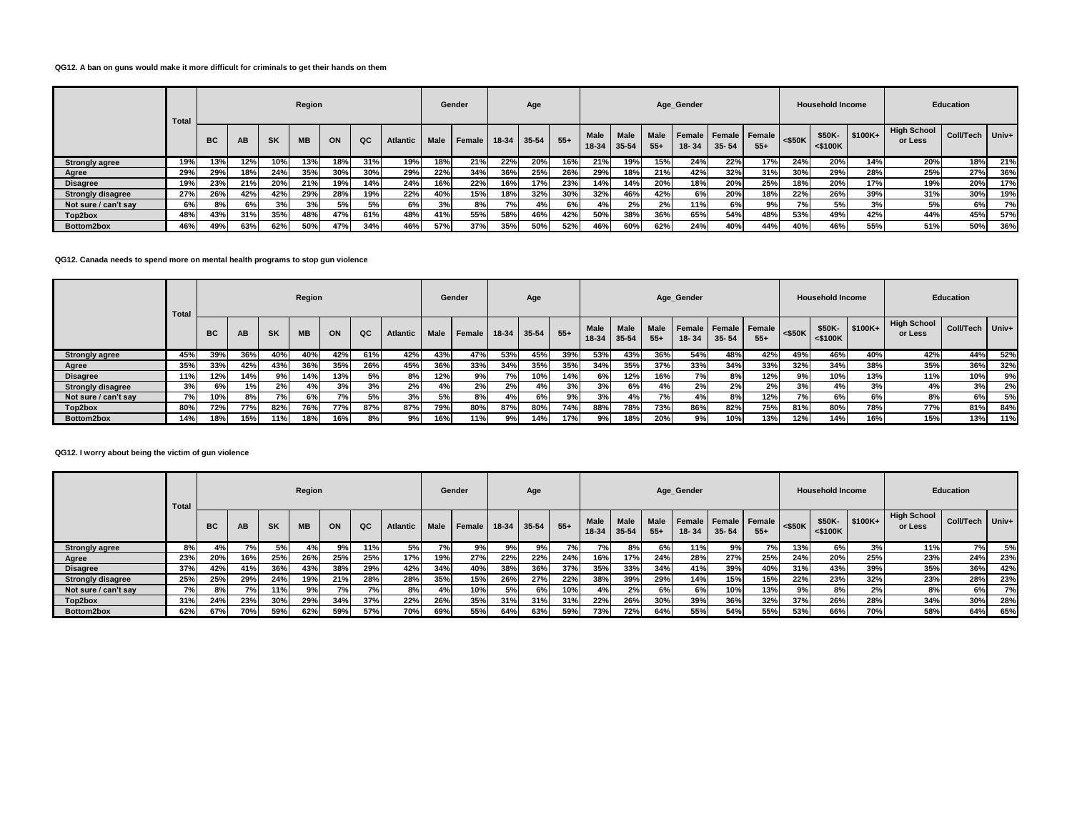**QG12. A ban on guns would make it more difficult for criminals to get their hands on them**

| | Total | Region | | | | | | | Gender | | Age | | | Age_Gender | | | | | | Household Income | | | Education | | |
|---|---|---|---|---|---|---|---|---|---|---|---|---|---|---|---|---|---|---|---|---|---|---|---|---|---|
| | | BC | AB | SK | MB | ON | QC | Atlantic | Male | Female | 18-34 | 35-54 | 55+ | Male 18-34 | Male 35-54 | Male 55+ | Female 18- 34 | Female 35- 54 | Female 55+ | <$50K | $50K- <$100K | $100K+ | High School or Less | Coll/Tech | Univ+ |
| Strongly agree | 19% | 13% | 12% | 10% | 13% | 18% | 31% | 19% | 18% | 21% | 22% | 20% | 16% | 21% | 19% | 15% | 24% | 22% | 17% | 24% | 20% | 14% | 20% | 18% | 21% |
| Agree | 29% | 29% | 18% | 24% | 35% | 30% | 30% | 29% | 22% | 34% | 36% | 25% | 26% | 29% | 18% | 21% | 42% | 32% | 31% | 30% | 29% | 28% | 25% | 27% | 36% |
| Disagree | 19% | 23% | 21% | 20% | 21% | 19% | 14% | 24% | 16% | 22% | 16% | 17% | 23% | 14% | 14% | 20% | 18% | 20% | 25% | 18% | 20% | 17% | 19% | 20% | 17% |
| Strongly disagree | 27% | 26% | 42% | 42% | 29% | 28% | 19% | 22% | 40% | 15% | 18% | 32% | 30% | 32% | 46% | 42% | 6% | 20% | 18% | 22% | 26% | 39% | 31% | 30% | 19% |
| Not sure / can't say | 6% | 8% | 6% | 3% | 3% | 5% | 5% | 6% | 3% | 8% | 7% | 4% | 6% | 4% | 2% | 2% | 11% | 6% | 9% | 7% | 5% | 3% | 5% | 6% | 7% |
| Top2box | 48% | 43% | 31% | 35% | 48% | 47% | 61% | 48% | 41% | 55% | 58% | 46% | 42% | 50% | 38% | 36% | 65% | 54% | 48% | 53% | 49% | 42% | 44% | 45% | 57% |
| Bottom2box | 46% | 49% | 63% | 62% | 50% | 47% | 34% | 46% | 57% | 37% | 35% | 50% | 52% | 46% | 60% | 62% | 24% | 40% | 44% | 40% | 46% | 55% | 51% | 50% | 36% |

**QG12. Canada needs to spend more on mental health programs to stop gun violence**

| | Total | Region | | | | | | | Gender | | Age | | | Age_Gender | | | | | | Household Income | | | Education | | |
|---|---|---|---|---|---|---|---|---|---|---|---|---|---|---|---|---|---|---|---|---|---|---|---|---|---|
| | | BC | AB | SK | MB | ON | QC | Atlantic | Male | Female | 18-34 | 35-54 | 55+ | Male 18-34 | Male 35-54 | Male 55+ | Female 18- 34 | Female 35- 54 | Female 55+ | <$50K | $50K- <$100K | $100K+ | High School or Less | Coll/Tech | Univ+ |
| Strongly agree | 45% | 39% | 36% | 40% | 40% | 42% | 61% | 42% | 43% | 47% | 53% | 45% | 39% | 53% | 43% | 36% | 54% | 48% | 42% | 49% | 46% | 40% | 42% | 44% | 52% |
| Agree | 35% | 33% | 42% | 43% | 36% | 35% | 26% | 45% | 36% | 33% | 34% | 35% | 35% | 34% | 35% | 37% | 33% | 34% | 33% | 32% | 34% | 38% | 35% | 36% | 32% |
| Disagree | 11% | 12% | 14% | 9% | 14% | 13% | 5% | 8% | 12% | 9% | 7% | 10% | 14% | 6% | 12% | 16% | 7% | 8% | 12% | 9% | 10% | 13% | 11% | 10% | 9% |
| Strongly disagree | 3% | 6% | 1% | 2% | 4% | 3% | 3% | 2% | 4% | 2% | 2% | 4% | 3% | 3% | 6% | 4% | 2% | 2% | 2% | 3% | 4% | 3% | 4% | 3% | 2% |
| Not sure / can't say | 7% | 10% | 8% | 7% | 6% | 7% | 5% | 3% | 5% | 8% | 4% | 6% | 9% | 3% | 4% | 7% | 4% | 8% | 12% | 7% | 6% | 6% | 8% | 6% | 5% |
| Top2box | 80% | 72% | 77% | 82% | 76% | 77% | 87% | 87% | 79% | 80% | 87% | 80% | 74% | 88% | 78% | 73% | 86% | 82% | 75% | 81% | 80% | 78% | 77% | 81% | 84% |
| Bottom2box | 14% | 18% | 15% | 11% | 18% | 16% | 8% | 9% | 16% | 11% | 9% | 14% | 17% | 9% | 18% | 20% | 9% | 10% | 13% | 12% | 14% | 16% | 15% | 13% | 11% |

**QG12. I worry about being the victim of gun violence**

| | Total | Region | | | | | | | Gender | | Age | | | Age_Gender | | | | | | Household Income | | | Education | | |
|---|---|---|---|---|---|---|---|---|---|---|---|---|---|---|---|---|---|---|---|---|---|---|---|---|---|
| | | BC | AB | SK | MB | ON | QC | Atlantic | Male | Female | 18-34 | 35-54 | 55+ | Male 18-34 | Male 35-54 | Male 55+ | Female 18- 34 | Female 35- 54 | Female 55+ | <$50K | $50K- <$100K | $100K+ | High School or Less | Coll/Tech | Univ+ |
| Strongly agree | 8% | 4% | 7% | 5% | 4% | 9% | 11% | 5% | 7% | 9% | 9% | 9% | 7% | 7% | 8% | 6% | 11% | 9% | 7% | 13% | 6% | 3% | 11% | 7% | 5% |
| Agree | 23% | 20% | 16% | 25% | 26% | 25% | 25% | 17% | 19% | 27% | 22% | 22% | 24% | 16% | 17% | 24% | 28% | 27% | 25% | 24% | 20% | 25% | 23% | 24% | 23% |
| Disagree | 37% | 42% | 41% | 36% | 43% | 38% | 29% | 42% | 34% | 40% | 38% | 36% | 37% | 35% | 33% | 34% | 41% | 39% | 40% | 31% | 43% | 39% | 35% | 36% | 42% |
| Strongly disagree | 25% | 25% | 29% | 24% | 19% | 21% | 28% | 28% | 35% | 15% | 26% | 27% | 22% | 38% | 39% | 29% | 14% | 15% | 15% | 22% | 23% | 32% | 23% | 28% | 23% |
| Not sure / can't say | 7% | 8% | 7% | 11% | 9% | 7% | 7% | 8% | 4% | 10% | 5% | 6% | 10% | 4% | 2% | 6% | 6% | 10% | 13% | 9% | 8% | 2% | 8% | 6% | 7% |
| Top2box | 31% | 24% | 23% | 30% | 29% | 34% | 37% | 22% | 26% | 35% | 31% | 31% | 31% | 22% | 26% | 30% | 39% | 36% | 32% | 37% | 26% | 28% | 34% | 30% | 28% |
| Bottom2box | 62% | 67% | 70% | 59% | 62% | 59% | 57% | 70% | 69% | 55% | 64% | 63% | 59% | 73% | 72% | 64% | 55% | 54% | 55% | 53% | 66% | 70% | 58% | 64% | 65% |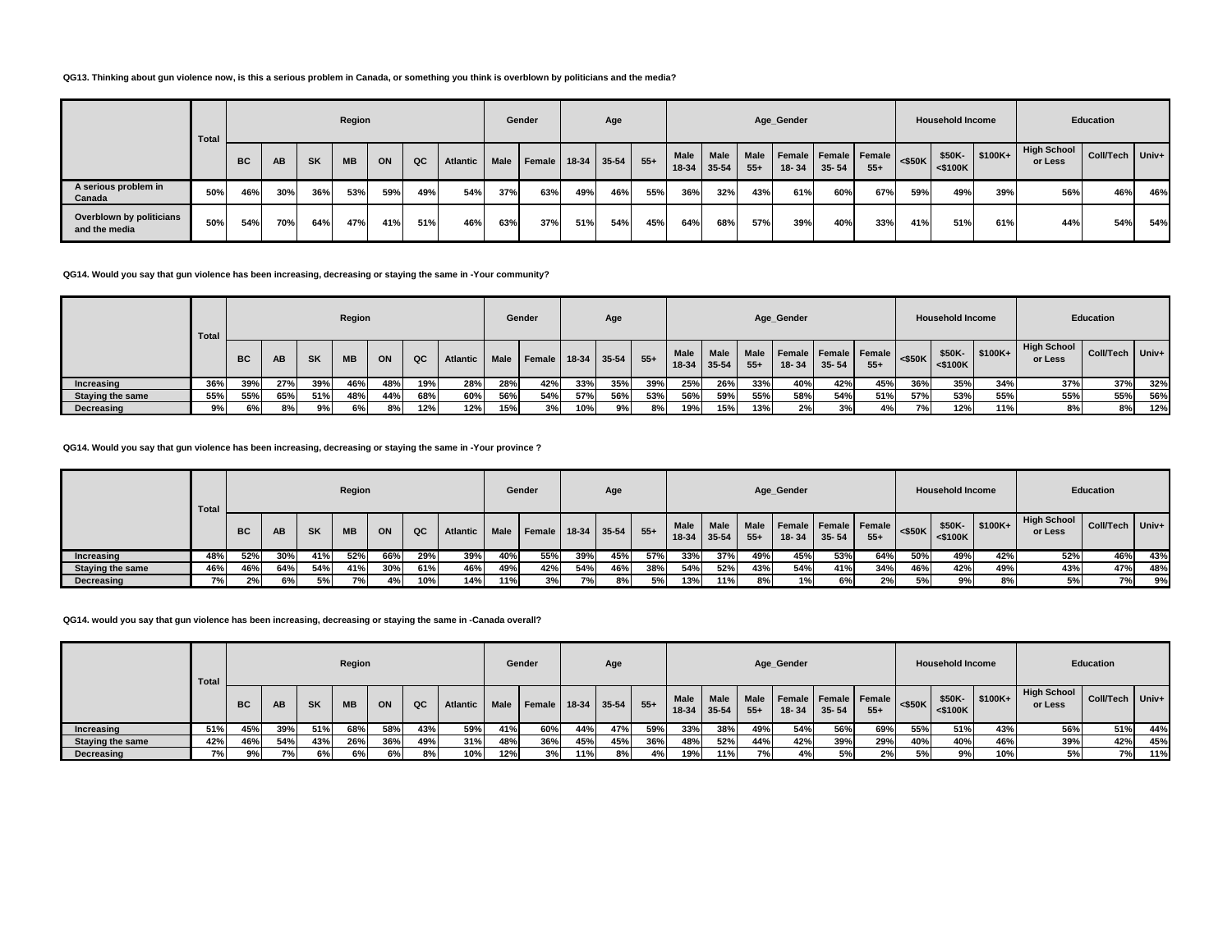**QG13. Thinking about gun violence now, is this a serious problem in Canada, or something you think is overblown by politicians and the media?**

| | Total | Region | | | | | | | Gender | | Age | | | Age_Gender | | | | | | Household Income | | | Education | | |
|---|---|---|---|---|---|---|---|---|---|---|---|---|---|---|---|---|---|---|---|---|---|---|---|---|---|
| | | BC | AB | SK | MB | ON | QC | Atlantic | Male | Female | 18-34 | 35-54 | 55+ | Male 18-34 | Male 35-54 | Male 55+ | Female 18- 34 | Female 35- 54 | Female 55+ | <$50K | $50K- <$100K | $100K+ | High School or Less | Coll/Tech | Univ+ |
| A serious problem in Canada | 50% | 46% | 30% | 36% | 53% | 59% | 49% | 54% | 37% | 63% | 49% | 46% | 55% | 36% | 32% | 43% | 61% | 60% | 67% | 59% | 49% | 39% | 56% | 46% | 46% |
| Overblown by politicians and the media | 50% | 54% | 70% | 64% | 47% | 41% | 51% | 46% | 63% | 37% | 51% | 54% | 45% | 64% | 68% | 57% | 39% | 40% | 33% | 41% | 51% | 61% | 44% | 54% | 54% |

**QG14. Would you say that gun violence has been increasing, decreasing or staying the same in -Your community?**

| | Total | Region | | | | | | | Gender | | Age | | | Age_Gender | | | | | | Household Income | | | Education | | |
|---|---|---|---|---|---|---|---|---|---|---|---|---|---|---|---|---|---|---|---|---|---|---|---|---|---|
| | | BC | AB | SK | MB | ON | QC | Atlantic | Male | Female | 18-34 | 35-54 | 55+ | Male 18-34 | Male 35-54 | Male 55+ | Female 18- 34 | Female 35- 54 | Female 55+ | <$50K | $50K- <$100K | $100K+ | High School or Less | Coll/Tech | Univ+ |
| Increasing | 36% | 39% | 27% | 39% | 46% | 48% | 19% | 28% | 28% | 42% | 33% | 35% | 39% | 25% | 26% | 33% | 40% | 42% | 45% | 36% | 35% | 34% | 37% | 37% | 32% |
| Staying the same | 55% | 55% | 65% | 51% | 48% | 44% | 68% | 60% | 56% | 54% | 57% | 56% | 53% | 56% | 59% | 55% | 58% | 54% | 51% | 57% | 53% | 55% | 55% | 55% | 56% |
| Decreasing | 9% | 6% | 8% | 9% | 6% | 8% | 12% | 12% | 15% | 3% | 10% | 9% | 8% | 19% | 15% | 13% | 2% | 3% | 4% | 7% | 12% | 11% | 8% | 8% | 12% |

**QG14. Would you say that gun violence has been increasing, decreasing or staying the same in -Your province ?**

| | Total | Region | | | | | | | Gender | | Age | | | Age_Gender | | | | | | Household Income | | | Education | | |
|---|---|---|---|---|---|---|---|---|---|---|---|---|---|---|---|---|---|---|---|---|---|---|---|---|---|
| | | BC | AB | SK | MB | ON | QC | Atlantic | Male | Female | 18-34 | 35-54 | 55+ | Male 18-34 | Male 35-54 | Male 55+ | Female 18- 34 | Female 35- 54 | Female 55+ | <$50K | $50K- <$100K | $100K+ | High School or Less | Coll/Tech | Univ+ |
| Increasing | 48% | 52% | 30% | 41% | 52% | 66% | 29% | 39% | 40% | 55% | 39% | 45% | 57% | 33% | 37% | 49% | 45% | 53% | 64% | 50% | 49% | 42% | 52% | 46% | 43% |
| Staying the same | 46% | 46% | 64% | 54% | 41% | 30% | 61% | 46% | 49% | 42% | 54% | 46% | 38% | 54% | 52% | 43% | 54% | 41% | 34% | 46% | 42% | 49% | 43% | 47% | 48% |
| Decreasing | 7% | 2% | 6% | 5% | 7% | 4% | 10% | 14% | 11% | 3% | 7% | 8% | 5% | 13% | 11% | 8% | 1% | 6% | 2% | 5% | 9% | 8% | 5% | 7% | 9% |

**QG14. would you say that gun violence has been increasing, decreasing or staying the same in -Canada overall?**

| | Total | Region | | | | | | | Gender | | Age | | | Age_Gender | | | | | | Household Income | | | Education | | |
|---|---|---|---|---|---|---|---|---|---|---|---|---|---|---|---|---|---|---|---|---|---|---|---|---|---|
| | | BC | AB | SK | MB | ON | QC | Atlantic | Male | Female | 18-34 | 35-54 | 55+ | Male 18-34 | Male 35-54 | Male 55+ | Female 18- 34 | Female 35- 54 | Female 55+ | <$50K | $50K- <$100K | $100K+ | High School or Less | Coll/Tech | Univ+ |
| Increasing | 51% | 45% | 39% | 51% | 68% | 58% | 43% | 59% | 41% | 60% | 44% | 47% | 59% | 33% | 38% | 49% | 54% | 56% | 69% | 55% | 51% | 43% | 56% | 51% | 44% |
| Staying the same | 42% | 46% | 54% | 43% | 26% | 36% | 49% | 31% | 48% | 36% | 45% | 45% | 36% | 48% | 52% | 44% | 42% | 39% | 29% | 40% | 40% | 46% | 39% | 42% | 45% |
| Decreasing | 7% | 9% | 7% | 6% | 6% | 6% | 8% | 10% | 12% | 3% | 11% | 8% | 4% | 19% | 11% | 7% | 4% | 5% | 2% | 5% | 9% | 10% | 5% | 7% | 11% |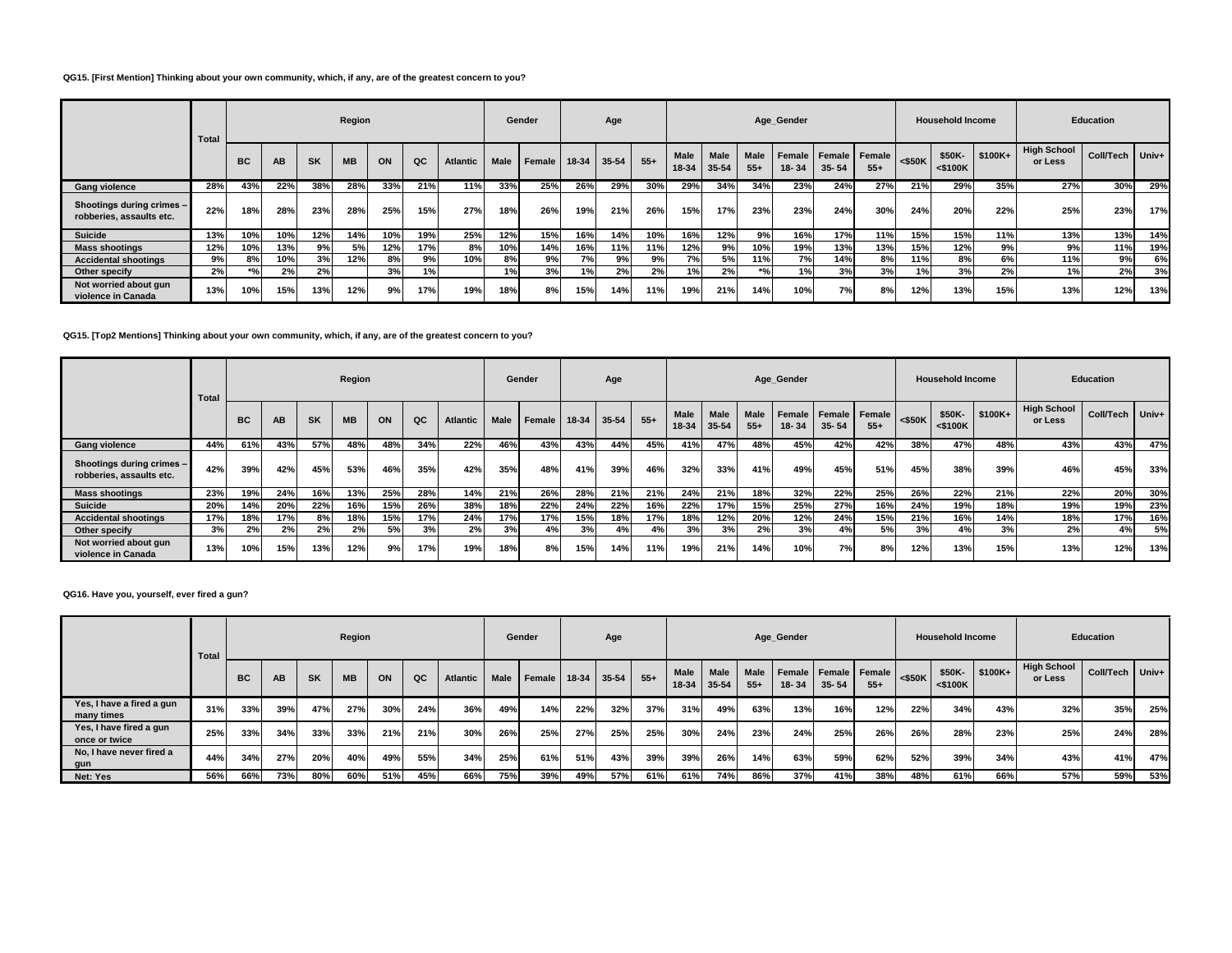**QG15. [First Mention] Thinking about your own community, which, if any, are of the greatest concern to you?**

| | Total | Region | | | | | | | Gender | | Age | | | Age_Gender | | | | | | Household Income | | | Education | | |
|---|---|---|---|---|---|---|---|---|---|---|---|---|---|---|---|---|---|---|---|---|---|---|---|---|---|
| | | BC | AB | SK | MB | ON | QC | Atlantic | Male | Female | 18-34 | 35-54 | 55+ | Male 18-34 | Male 35-54 | Male 55+ | Female 18- 34 | Female 35- 54 | Female 55+ | <$50K | $50K- <$100K | $100K+ | High School or Less | Coll/Tech | Univ+ |
| **Gang violence** | 28% | 43% | 22% | 38% | 28% | 33% | 21% | 11% | 33% | 25% | 26% | 29% | 30% | 29% | 34% | 34% | 23% | 24% | 27% | 21% | 29% | 35% | 27% | 30% | 29% |
| **Shootings during crimes – robberies, assaults etc.** | 22% | 18% | 28% | 23% | 28% | 25% | 15% | 27% | 18% | 26% | 19% | 21% | 26% | 15% | 17% | 23% | 23% | 24% | 30% | 24% | 20% | 22% | 25% | 23% | 17% |
| **Suicide** | 13% | 10% | 10% | 12% | 14% | 10% | 19% | 25% | 12% | 15% | 16% | 14% | 10% | 16% | 12% | 9% | 16% | 17% | 11% | 15% | 15% | 11% | 13% | 13% | 14% |
| **Mass shootings** | 12% | 10% | 13% | 9% | 5% | 12% | 17% | 8% | 10% | 14% | 16% | 11% | 11% | 12% | 9% | 10% | 19% | 13% | 13% | 15% | 12% | 9% | 9% | 11% | 19% |
| **Accidental shootings** | 9% | 8% | 10% | 3% | 12% | 8% | 9% | 10% | 8% | 9% | 7% | 9% | 9% | 7% | 5% | 11% | 7% | 14% | 8% | 11% | 8% | 6% | 11% | 9% | 6% |
| **Other specify** | 2% | *% | 2% | 2% | | 3% | 1% | | 1% | 3% | 1% | 2% | 2% | 1% | 2% | *% | 1% | 3% | 3% | 1% | 3% | 2% | 1% | 2% | 3% |
| **Not worried about gun violence in Canada** | 13% | 10% | 15% | 13% | 12% | 9% | 17% | 19% | 18% | 8% | 15% | 14% | 11% | 19% | 21% | 14% | 10% | 7% | 8% | 12% | 13% | 15% | 13% | 12% | 13% |

**QG15. [Top2 Mentions] Thinking about your own community, which, if any, are of the greatest concern to you?**

| | Total | Region | | | | | | | Gender | | Age | | | Age_Gender | | | | | | Household Income | | | Education | | |
|---|---|---|---|---|---|---|---|---|---|---|---|---|---|---|---|---|---|---|---|---|---|---|---|---|---|
| | | BC | AB | SK | MB | ON | QC | Atlantic | Male | Female | 18-34 | 35-54 | 55+ | Male 18-34 | Male 35-54 | Male 55+ | Female 18- 34 | Female 35- 54 | Female 55+ | <$50K | $50K- <$100K | $100K+ | High School or Less | Coll/Tech | Univ+ |
| **Gang violence** | 44% | 61% | 43% | 57% | 48% | 48% | 34% | 22% | 46% | 43% | 43% | 44% | 45% | 41% | 47% | 48% | 45% | 42% | 42% | 38% | 47% | 48% | 43% | 43% | 47% |
| **Shootings during crimes – robberies, assaults etc.** | 42% | 39% | 42% | 45% | 53% | 46% | 35% | 42% | 35% | 48% | 41% | 39% | 46% | 32% | 33% | 41% | 49% | 45% | 51% | 45% | 38% | 39% | 46% | 45% | 33% |
| **Mass shootings** | 23% | 19% | 24% | 16% | 13% | 25% | 28% | 14% | 21% | 26% | 28% | 21% | 21% | 24% | 21% | 18% | 32% | 22% | 25% | 26% | 22% | 21% | 22% | 20% | 30% |
| **Suicide** | 20% | 14% | 20% | 22% | 16% | 15% | 26% | 38% | 18% | 22% | 24% | 22% | 16% | 22% | 17% | 15% | 25% | 27% | 16% | 24% | 19% | 18% | 19% | 19% | 23% |
| **Accidental shootings** | 17% | 18% | 17% | 8% | 18% | 15% | 17% | 24% | 17% | 17% | 15% | 18% | 17% | 18% | 12% | 20% | 12% | 24% | 15% | 21% | 16% | 14% | 18% | 17% | 16% |
| **Other specify** | 3% | 2% | 2% | 2% | 2% | 5% | 3% | 2% | 3% | 4% | 3% | 4% | 4% | 3% | 3% | 2% | 3% | 4% | 5% | 3% | 4% | 3% | 2% | 4% | 5% |
| **Not worried about gun violence in Canada** | 13% | 10% | 15% | 13% | 12% | 9% | 17% | 19% | 18% | 8% | 15% | 14% | 11% | 19% | 21% | 14% | 10% | 7% | 8% | 12% | 13% | 15% | 13% | 12% | 13% |

**QG16. Have you, yourself, ever fired a gun?**

| | Total | Region | | | | | | | Gender | | Age | | | Age_Gender | | | | | | Household Income | | | Education | | |
|---|---|---|---|---|---|---|---|---|---|---|---|---|---|---|---|---|---|---|---|---|---|---|---|---|---|
| | | BC | AB | SK | MB | ON | QC | Atlantic | Male | Female | 18-34 | 35-54 | 55+ | Male 18-34 | Male 35-54 | Male 55+ | Female 18- 34 | Female 35- 54 | Female 55+ | <$50K | $50K- <$100K | $100K+ | High School or Less | Coll/Tech | Univ+ |
| **Yes, I have a fired a gun many times** | 31% | 33% | 39% | 47% | 27% | 30% | 24% | 36% | 49% | 14% | 22% | 32% | 37% | 31% | 49% | 63% | 13% | 16% | 12% | 22% | 34% | 43% | 32% | 35% | 25% |
| **Yes, I have fired a gun once or twice** | 25% | 33% | 34% | 33% | 33% | 21% | 21% | 30% | 26% | 25% | 27% | 25% | 25% | 30% | 24% | 23% | 24% | 25% | 26% | 26% | 28% | 23% | 25% | 24% | 28% |
| **No, I have never fired a gun** | 44% | 34% | 27% | 20% | 40% | 49% | 55% | 34% | 25% | 61% | 51% | 43% | 39% | 39% | 26% | 14% | 63% | 59% | 62% | 52% | 39% | 34% | 43% | 41% | 47% |
| **Net: Yes** | 56% | 66% | 73% | 80% | 60% | 51% | 45% | 66% | 75% | 39% | 49% | 57% | 61% | 61% | 74% | 86% | 37% | 41% | 38% | 48% | 61% | 66% | 57% | 59% | 53% |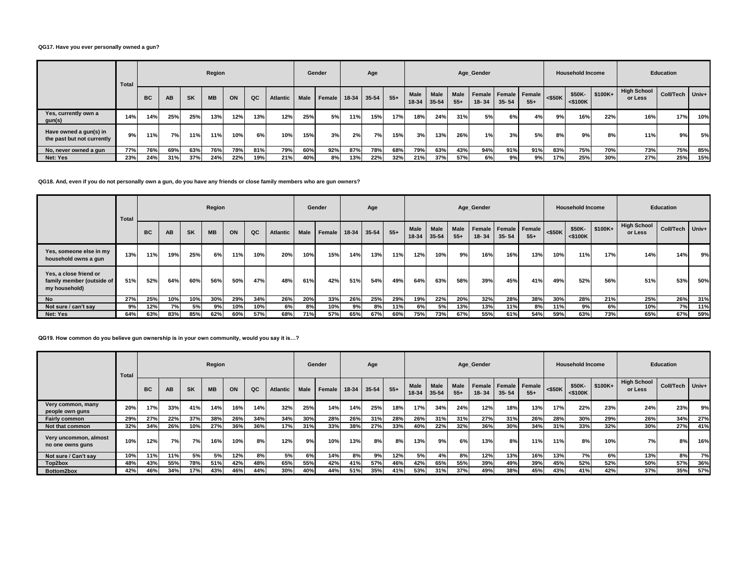**QG17. Have you ever personally owned a gun?**

| | Total | Region | | | | | | | Gender | | Age | | | Age_Gender | | | | | | Household Income | | | Education | | |
|---|---|---|---|---|---|---|---|---|---|---|---|---|---|---|---|---|---|---|---|---|---|---|---|---|---|
| | | BC | AB | SK | MB | ON | QC | Atlantic | Male | Female | 18-34 | 35-54 | 55+ | Male 18-34 | Male 35-54 | Male 55+ | Female 18- 34 | Female 35- 54 | Female 55+ | <$50K | $50K- <$100K | $100K+ | High School or Less | Coll/Tech | Univ+ |
| Yes, currently own a gun(s) | 14% | 14% | 25% | 25% | 13% | 12% | 13% | 12% | 25% | 5% | 11% | 15% | 17% | 18% | 24% | 31% | 5% | 6% | 4% | 9% | 16% | 22% | 16% | 17% | 10% |
| Have owned a gun(s) in the past but not currently | 9% | 11% | 7% | 11% | 11% | 10% | 6% | 10% | 15% | 3% | 2% | 7% | 15% | 3% | 13% | 26% | 1% | 3% | 5% | 8% | 9% | 8% | 11% | 9% | 5% |
| No, never owned a gun | 77% | 76% | 69% | 63% | 76% | 78% | 81% | 79% | 60% | 92% | 87% | 78% | 68% | 79% | 63% | 43% | 94% | 91% | 91% | 83% | 75% | 70% | 73% | 75% | 85% |
| Net: Yes | 23% | 24% | 31% | 37% | 24% | 22% | 19% | 21% | 40% | 8% | 13% | 22% | 32% | 21% | 37% | 57% | 6% | 9% | 9% | 17% | 25% | 30% | 27% | 25% | 15% |

**QG18. And, even if you do not personally own a gun, do you have any friends or close family members who are gun owners?**

| | Total | Region | | | | | | | Gender | | Age | | | Age_Gender | | | | | | Household Income | | | Education | | |
|---|---|---|---|---|---|---|---|---|---|---|---|---|---|---|---|---|---|---|---|---|---|---|---|---|---|
| | | BC | AB | SK | MB | ON | QC | Atlantic | Male | Female | 18-34 | 35-54 | 55+ | Male 18-34 | Male 35-54 | Male 55+ | Female 18- 34 | Female 35- 54 | Female 55+ | <$50K | $50K- <$100K | $100K+ | High School or Less | Coll/Tech | Univ+ |
| Yes, someone else in my household owns a gun | 13% | 11% | 19% | 25% | 6% | 11% | 10% | 20% | 10% | 15% | 14% | 13% | 11% | 12% | 10% | 9% | 16% | 16% | 13% | 10% | 11% | 17% | 14% | 14% | 9% |
| Yes, a close friend or family member (outside of my household) | 51% | 52% | 64% | 60% | 56% | 50% | 47% | 48% | 61% | 42% | 51% | 54% | 49% | 64% | 63% | 58% | 39% | 45% | 41% | 49% | 52% | 56% | 51% | 53% | 50% |
| No | 27% | 25% | 10% | 10% | 30% | 29% | 34% | 26% | 20% | 33% | 26% | 25% | 29% | 19% | 22% | 20% | 32% | 28% | 38% | 30% | 28% | 21% | 25% | 26% | 31% |
| Not sure / can't say | 9% | 12% | 7% | 5% | 9% | 10% | 10% | 6% | 8% | 10% | 9% | 8% | 11% | 6% | 5% | 13% | 13% | 11% | 8% | 11% | 9% | 6% | 10% | 7% | 11% |
| Net: Yes | 64% | 63% | 83% | 85% | 62% | 60% | 57% | 68% | 71% | 57% | 65% | 67% | 60% | 75% | 73% | 67% | 55% | 61% | 54% | 59% | 63% | 73% | 65% | 67% | 59% |

**QG19. How common do you believe gun ownership is in your own community, would you say it is…?**

| | Total | Region | | | | | | | Gender | | Age | | | Age_Gender | | | | | | Household Income | | | Education | | |
|---|---|---|---|---|---|---|---|---|---|---|---|---|---|---|---|---|---|---|---|---|---|---|---|---|---|
| | | BC | AB | SK | MB | ON | QC | Atlantic | Male | Female | 18-34 | 35-54 | 55+ | Male 18-34 | Male 35-54 | Male 55+ | Female 18- 34 | Female 35- 54 | Female 55+ | <$50K | $50K- <$100K | $100K+ | High School or Less | Coll/Tech | Univ+ |
| Very common, many people own guns | 20% | 17% | 33% | 41% | 14% | 16% | 14% | 32% | 25% | 14% | 14% | 25% | 18% | 17% | 34% | 24% | 12% | 18% | 13% | 17% | 22% | 23% | 24% | 23% | 9% |
| Fairly common | 29% | 27% | 22% | 37% | 38% | 26% | 34% | 34% | 30% | 28% | 26% | 31% | 28% | 26% | 31% | 31% | 27% | 31% | 26% | 28% | 30% | 29% | 26% | 34% | 27% |
| Not that common | 32% | 34% | 26% | 10% | 27% | 36% | 36% | 17% | 31% | 33% | 38% | 27% | 33% | 40% | 22% | 32% | 36% | 30% | 34% | 31% | 33% | 32% | 30% | 27% | 41% |
| Very uncommon, almost no one owns guns | 10% | 12% | 7% | 7% | 16% | 10% | 8% | 12% | 9% | 10% | 13% | 8% | 8% | 13% | 9% | 6% | 13% | 8% | 11% | 11% | 8% | 10% | 7% | 8% | 16% |
| Not sure / Can't say | 10% | 11% | 11% | 5% | 5% | 12% | 8% | 5% | 6% | 14% | 8% | 9% | 12% | 5% | 4% | 8% | 12% | 13% | 16% | 13% | 7% | 6% | 13% | 8% | 7% |
| Top2box | 48% | 43% | 55% | 78% | 51% | 42% | 48% | 65% | 55% | 42% | 41% | 57% | 46% | 42% | 65% | 55% | 39% | 49% | 39% | 45% | 52% | 52% | 50% | 57% | 36% |
| Bottom2box | 42% | 46% | 34% | 17% | 43% | 46% | 44% | 30% | 40% | 44% | 51% | 35% | 41% | 53% | 31% | 37% | 49% | 38% | 45% | 43% | 41% | 42% | 37% | 35% | 57% |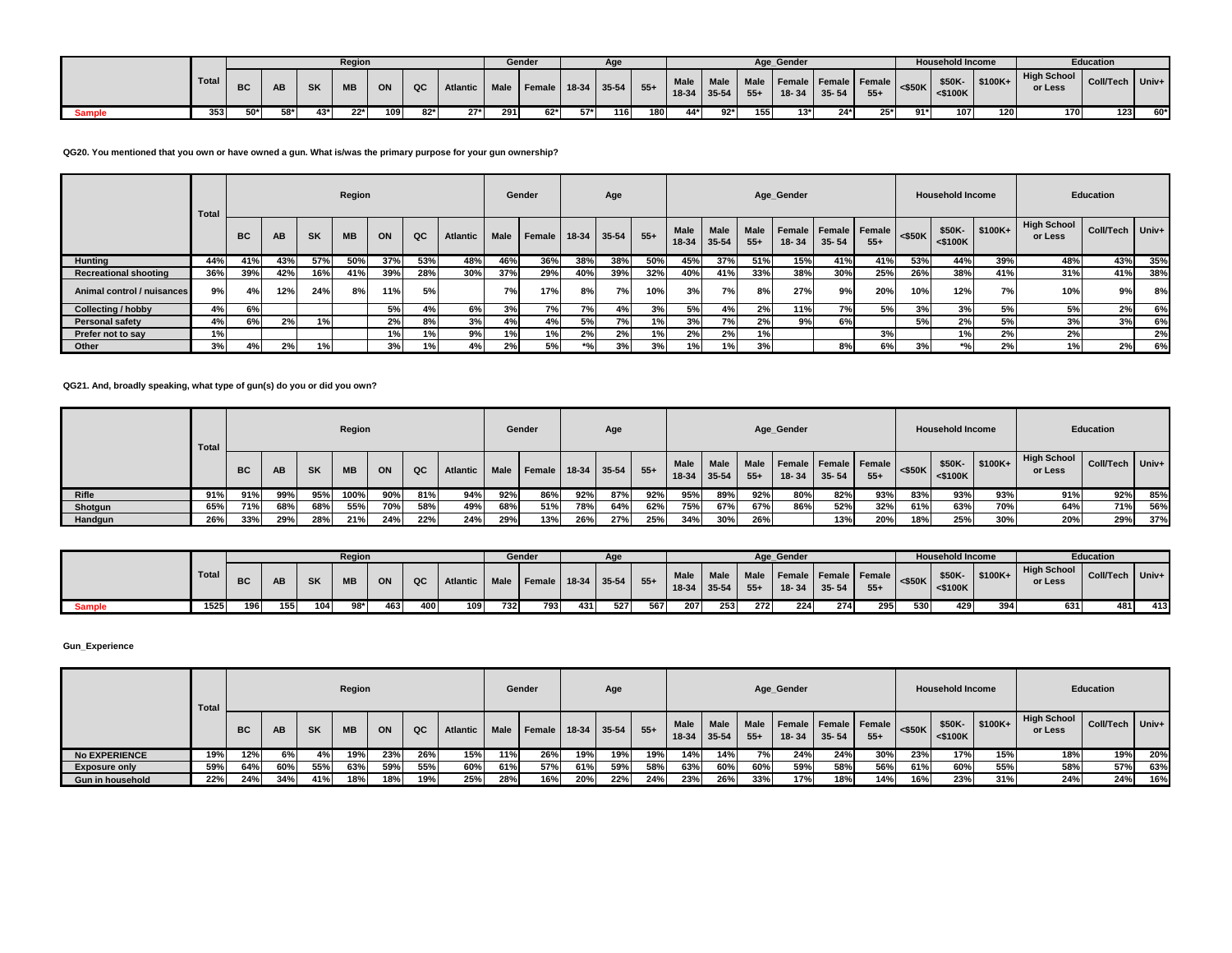| | Total | Region | | | | | | | Gender | | Age | | | Age_Gender | | | | | | Household Income | | | Education | | |
|---|---|---|---|---|---|---|---|---|---|---|---|---|---|---|---|---|---|---|---|---|---|---|---|---|---|
| | | BC | AB | SK | MB | ON | QC | Atlantic | Male | Female | 18-34 | 35-54 | 55+ | Male 18-34 | Male 35-54 | Male 55+ | Female 18- 34 | Female 35- 54 | Female 55+ | <$50K | $50K- <$100K | $100K+ | High School or Less | Coll/Tech | Univ+ |
| Sample | 353 | 50* | 58* | 43* | 22* | 109 | 82* | 27* | 291 | 62* | 57* | 116 | 180 | 44* | 92* | 155 | 13* | 24* | 25* | 91* | 107 | 120 | 170 | 123 | 60* |

**QG20. You mentioned that you own or have owned a gun. What is/was the primary purpose for your gun ownership?**

| | Total | Region | | | | | | | Gender | | Age | | | Age_Gender | | | | | | Household Income | | | Education | | |
|---|---|---|---|---|---|---|---|---|---|---|---|---|---|---|---|---|---|---|---|---|---|---|---|---|---|
| | | BC | AB | SK | MB | ON | QC | Atlantic | Male | Female | 18-34 | 35-54 | 55+ | Male 18-34 | Male 35-54 | Male 55+ | Female 18- 34 | Female 35- 54 | Female 55+ | <$50K | $50K- <$100K | $100K+ | High School or Less | Coll/Tech | Univ+ |
| Hunting | 44% | 41% | 43% | 57% | 50% | 37% | 53% | 48% | 46% | 36% | 38% | 38% | 50% | 45% | 37% | 51% | 15% | 41% | 41% | 53% | 44% | 39% | 48% | 43% | 35% |
| Recreational shooting | 36% | 39% | 42% | 16% | 41% | 39% | 28% | 30% | 37% | 29% | 40% | 39% | 32% | 40% | 41% | 33% | 38% | 30% | 25% | 26% | 38% | 41% | 31% | 41% | 38% |
| Animal control / nuisances | 9% | 4% | 12% | 24% | 8% | 11% | 5% | | 7% | 17% | 8% | 7% | 10% | 3% | 7% | 8% | 27% | 9% | 20% | 10% | 12% | 7% | 10% | 9% | 8% |
| Collecting / hobby | 4% | 6% | | | | 5% | 4% | 6% | 3% | 7% | 7% | 4% | 3% | 5% | 4% | 2% | 11% | 7% | 5% | 3% | 3% | 5% | 5% | 2% | 6% |
| Personal safety | 4% | 6% | 2% | 1% | | 2% | 8% | 3% | 4% | 4% | 5% | 7% | 1% | 3% | 7% | 2% | 9% | 6% | | 5% | 2% | 5% | 3% | 3% | 6% |
| Prefer not to say | 1% | | | | | 1% | 1% | 9% | 1% | 1% | 2% | 2% | 1% | 2% | 2% | 1% | | | 3% | | 1% | 2% | 2% | | 2% |
| Other | 3% | 4% | 2% | 1% | | 3% | 1% | 4% | 2% | 5% | *% | 3% | 3% | 1% | 1% | 3% | | 8% | 6% | 3% | *% | 2% | 1% | 2% | 6% |

**QG21. And, broadly speaking, what type of gun(s) do you or did you own?**

| | Total | Region | | | | | | | Gender | | Age | | | Age_Gender | | | | | | Household Income | | | Education | | |
|---|---|---|---|---|---|---|---|---|---|---|---|---|---|---|---|---|---|---|---|---|---|---|---|---|---|
| | | BC | AB | SK | MB | ON | QC | Atlantic | Male | Female | 18-34 | 35-54 | 55+ | Male 18-34 | Male 35-54 | Male 55+ | Female 18- 34 | Female 35- 54 | Female 55+ | <$50K | $50K- <$100K | $100K+ | High School or Less | Coll/Tech | Univ+ |
| Rifle | 91% | 91% | 99% | 95% | 100% | 90% | 81% | 94% | 92% | 86% | 92% | 87% | 92% | 95% | 89% | 92% | 80% | 82% | 93% | 83% | 93% | 93% | 91% | 92% | 85% |
| Shotgun | 65% | 71% | 68% | 68% | 55% | 70% | 58% | 49% | 68% | 51% | 78% | 64% | 62% | 75% | 67% | 67% | 86% | 52% | 32% | 61% | 63% | 70% | 64% | 71% | 56% |
| Handgun | 26% | 33% | 29% | 28% | 21% | 24% | 22% | 24% | 29% | 13% | 26% | 27% | 25% | 34% | 30% | 26% | | 13% | 20% | 18% | 25% | 30% | 20% | 29% | 37% |

| | Total | Region | | | | | | | Gender | | Age | | | Age_Gender | | | | | | Household Income | | | Education | | |
|---|---|---|---|---|---|---|---|---|---|---|---|---|---|---|---|---|---|---|---|---|---|---|---|---|---|
| | | BC | AB | SK | MB | ON | QC | Atlantic | Male | Female | 18-34 | 35-54 | 55+ | Male 18-34 | Male 35-54 | Male 55+ | Female 18- 34 | Female 35- 54 | Female 55+ | <$50K | $50K- <$100K | $100K+ | High School or Less | Coll/Tech | Univ+ |
| Sample | 1525 | 196 | 155 | 104 | 98* | 463 | 400 | 109 | 732 | 793 | 431 | 527 | 567 | 207 | 253 | 272 | 224 | 274 | 295 | 530 | 429 | 394 | 631 | 481 | 413 |

**Gun_Experience**

| | Total | Region | | | | | | | Gender | | Age | | | Age_Gender | | | | | | Household Income | | | Education | | |
|---|---|---|---|---|---|---|---|---|---|---|---|---|---|---|---|---|---|---|---|---|---|---|---|---|---|
| | | BC | AB | SK | MB | ON | QC | Atlantic | Male | Female | 18-34 | 35-54 | 55+ | Male 18-34 | Male 35-54 | Male 55+ | Female 18- 34 | Female 35- 54 | Female 55+ | <$50K | $50K- <$100K | $100K+ | High School or Less | Coll/Tech | Univ+ |
| No EXPERIENCE | 19% | 12% | 6% | 4% | 19% | 23% | 26% | 15% | 11% | 26% | 19% | 19% | 19% | 14% | 14% | 7% | 24% | 24% | 30% | 23% | 17% | 15% | 18% | 19% | 20% |
| Exposure only | 59% | 64% | 60% | 55% | 63% | 59% | 55% | 60% | 61% | 57% | 61% | 59% | 58% | 63% | 60% | 60% | 59% | 58% | 56% | 61% | 60% | 55% | 58% | 57% | 63% |
| Gun in household | 22% | 24% | 34% | 41% | 18% | 18% | 19% | 25% | 28% | 16% | 20% | 22% | 24% | 23% | 26% | 33% | 17% | 18% | 14% | 16% | 23% | 31% | 24% | 24% | 16% |